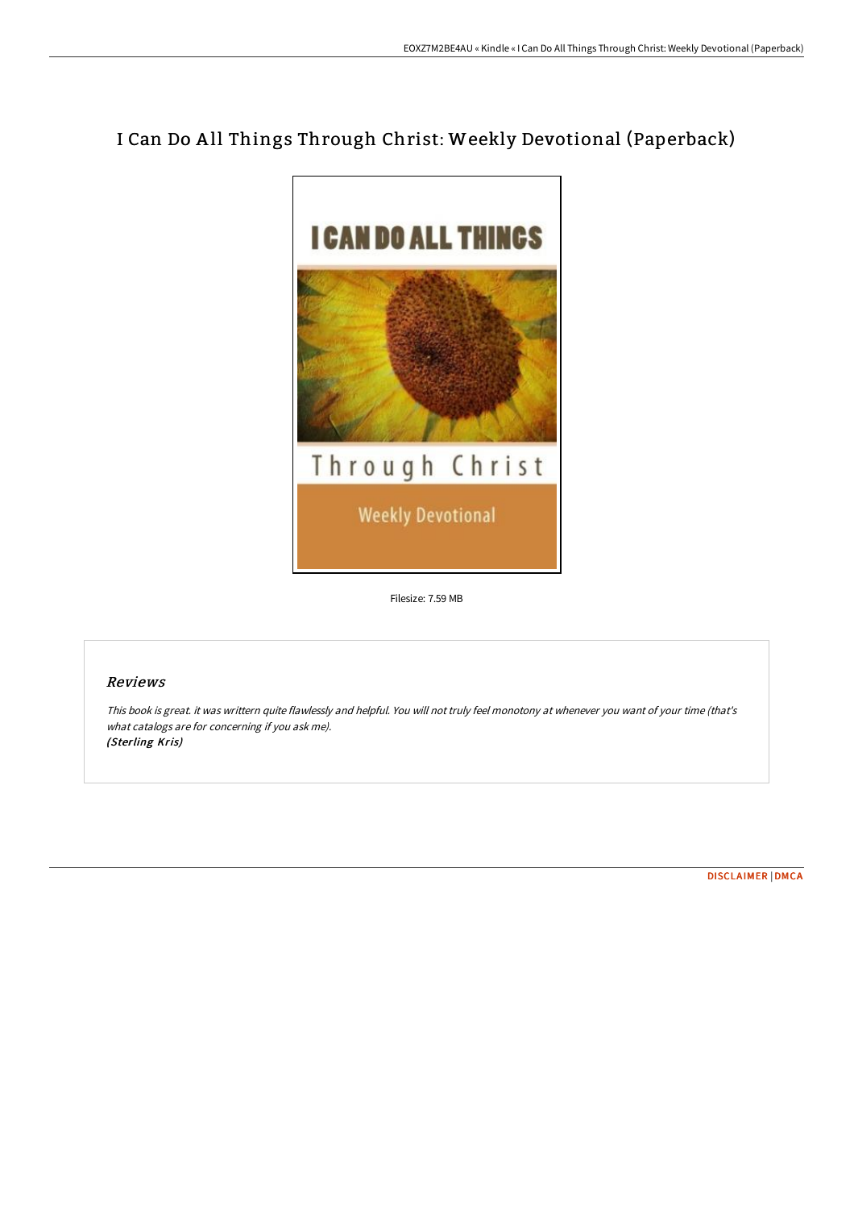# I Can Do All Things Through Christ: Weekly Devotional (Paperback)

Filesize: 7.59 MB

## Reviews

*This book is great. it was writtern quite flawlessly and helpful. You will not truly feel monotony at whenever you want of your time (that's what catalogs are for concerning if you ask me).*
***(Sterling Kris)***

DISCLAIMER | DMCA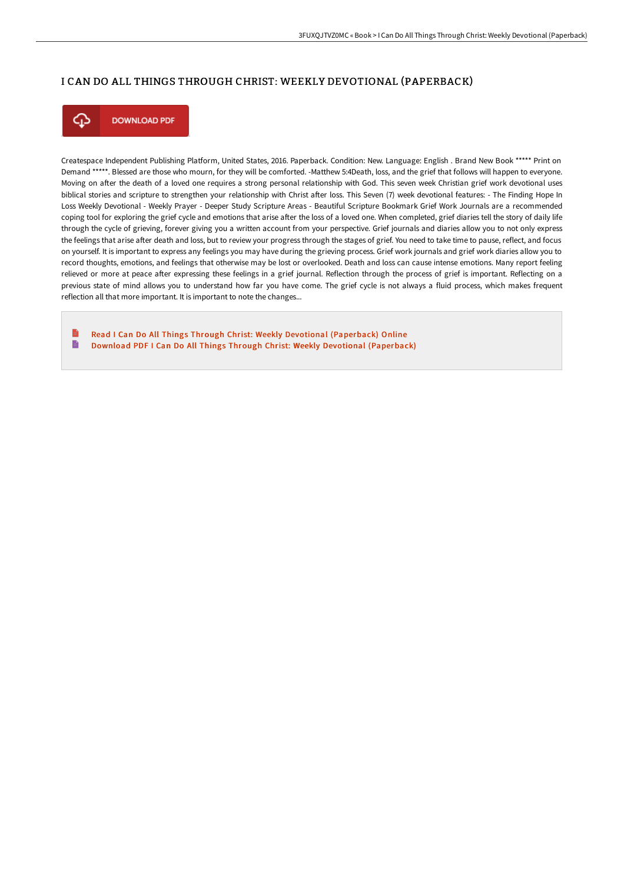# I CAN DO ALL THINGS THROUGH CHRIST: WEEKLY DEVOTIONAL (PAPERBACK)

DOWNLOAD PDF

Createspace Independent Publishing Platform, United States, 2016. Paperback. Condition: New. Language: English . Brand New Book ***** Print on Demand *****. Blessed are those who mourn, for they will be comforted. -Matthew 5:4Death, loss, and the grief that follows will happen to everyone. Moving on after the death of a loved one requires a strong personal relationship with God. This seven week Christian grief work devotional uses biblical stories and scripture to strengthen your relationship with Christ after loss. This Seven (7) week devotional features: - The Finding Hope In Loss Weekly Devotional - Weekly Prayer - Deeper Study Scripture Areas - Beautiful Scripture Bookmark Grief Work Journals are a recommended coping tool for exploring the grief cycle and emotions that arise after the loss of a loved one. When completed, grief diaries tell the story of daily life through the cycle of grieving, forever giving you a written account from your perspective. Grief journals and diaries allow you to not only express the feelings that arise after death and loss, but to review your progress through the stages of grief. You need to take time to pause, reflect, and focus on yourself. It is important to express any feelings you may have during the grieving process. Grief work journals and grief work diaries allow you to record thoughts, emotions, and feelings that otherwise may be lost or overlooked. Death and loss can cause intense emotions. Many report feeling relieved or more at peace after expressing these feelings in a grief journal. Reflection through the process of grief is important. Reflecting on a previous state of mind allows you to understand how far you have come. The grief cycle is not always a fluid process, which makes frequent reflection all that more important. It is important to note the changes...

- Read I Can Do All Things Through Christ: Weekly Devotional (Paperback) Online
- Download PDF I Can Do All Things Through Christ: Weekly Devotional (Paperback)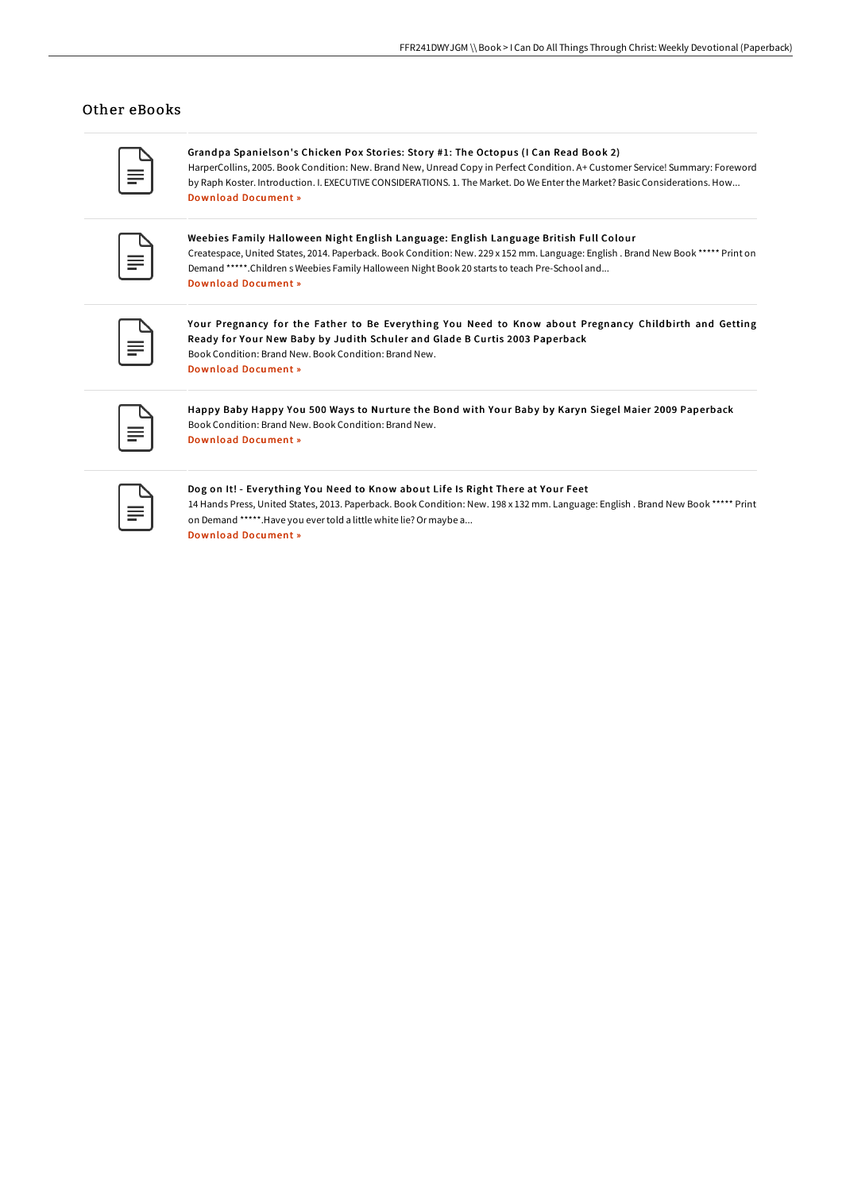## Other eBooks

**Grandpa Spanielson's Chicken Pox Stories: Story #1: The Octopus (I Can Read Book 2)**
HarperCollins, 2005. Book Condition: New. Brand New, Unread Copy in Perfect Condition. A+ Customer Service! Summary: Foreword by Raph Koster. Introduction. I. EXECUTIVE CONSIDERATIONS. 1. The Market. Do We Enter the Market? Basic Considerations. How...
Download Document »

**Weebies Family Halloween Night English Language: English Language British Full Colour**
Createspace, United States, 2014. Paperback. Book Condition: New. 229 x 152 mm. Language: English . Brand New Book ***** Print on Demand *****.Children s Weebies Family Halloween Night Book 20 starts to teach Pre-School and...
Download Document »

**Your Pregnancy for the Father to Be Everything You Need to Know about Pregnancy Childbirth and Getting Ready for Your New Baby by Judith Schuler and Glade B Curtis 2003 Paperback**
Book Condition: Brand New. Book Condition: Brand New.
Download Document »

**Happy Baby Happy You 500 Ways to Nurture the Bond with Your Baby by Karyn Siegel Maier 2009 Paperback**
Book Condition: Brand New. Book Condition: Brand New.
Download Document »

**Dog on It! - Everything You Need to Know about Life Is Right There at Your Feet**
14 Hands Press, United States, 2013. Paperback. Book Condition: New. 198 x 132 mm. Language: English . Brand New Book ***** Print on Demand *****.Have you ever told a little white lie? Or maybe a...
Download Document »